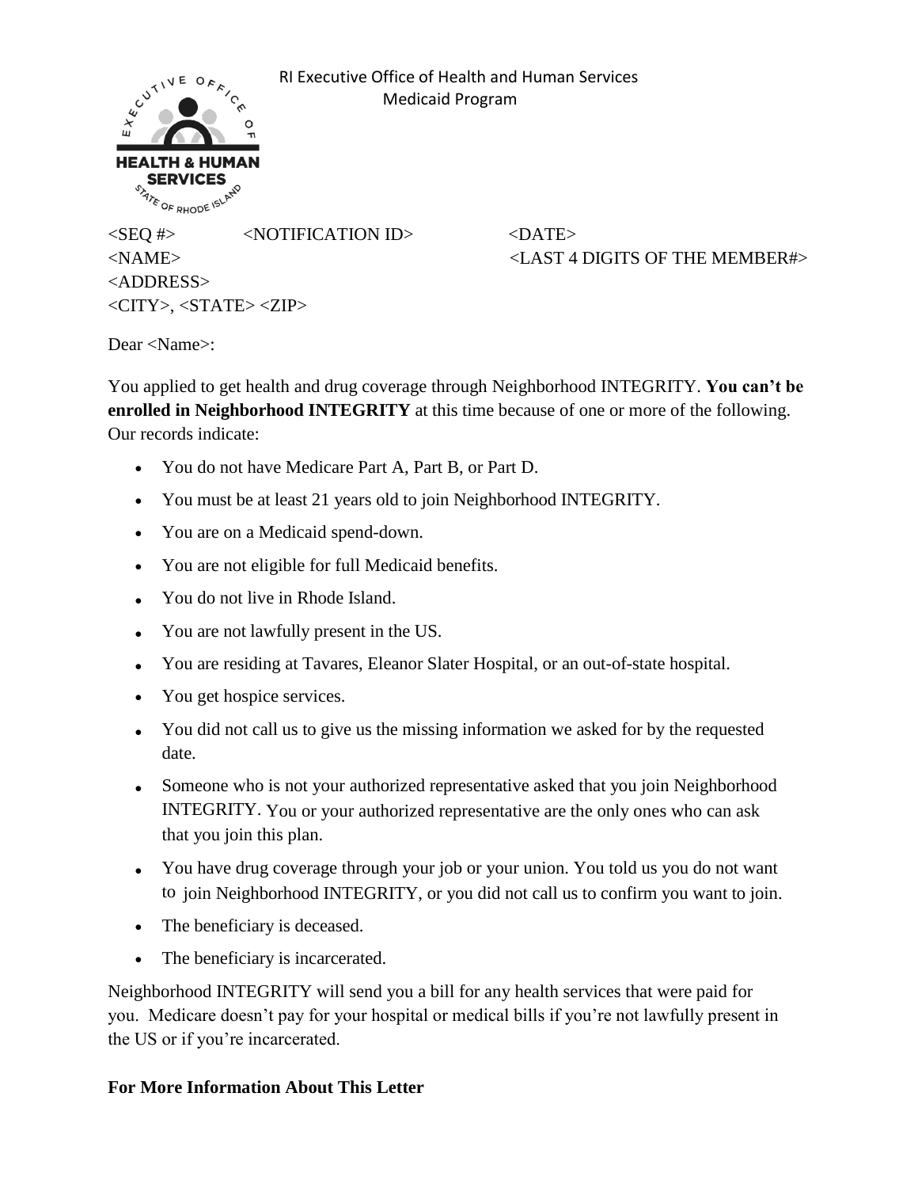RI Executive Office of Health and Human Services
Medicaid Program

<SEQ #> <NOTIFICATION ID> <DATE>
<NAME> <LAST 4 DIGITS OF THE MEMBER#>
<ADDRESS>
<CITY>, <STATE> <ZIP>

Dear <Name>:

You applied to get health and drug coverage through Neighborhood INTEGRITY. **You can't be enrolled in Neighborhood INTEGRITY** at this time because of one or more of the following. Our records indicate:

- You do not have Medicare Part A, Part B, or Part D.
- You must be at least 21 years old to join Neighborhood INTEGRITY.
- You are on a Medicaid spend-down.
- You are not eligible for full Medicaid benefits.
- You do not live in Rhode Island.
- You are not lawfully present in the US.
- You are residing at Tavares, Eleanor Slater Hospital, or an out-of-state hospital.
- You get hospice services.
- You did not call us to give us the missing information we asked for by the requested date.
- Someone who is not your authorized representative asked that you join Neighborhood INTEGRITY. You or your authorized representative are the only ones who can ask that you join this plan.
- You have drug coverage through your job or your union. You told us you do not want to join Neighborhood INTEGRITY, or you did not call us to confirm you want to join.
- The beneficiary is deceased.
- The beneficiary is incarcerated.

Neighborhood INTEGRITY will send you a bill for any health services that were paid for you. Medicare doesn't pay for your hospital or medical bills if you're not lawfully present in the US or if you're incarcerated.

**For More Information About This Letter**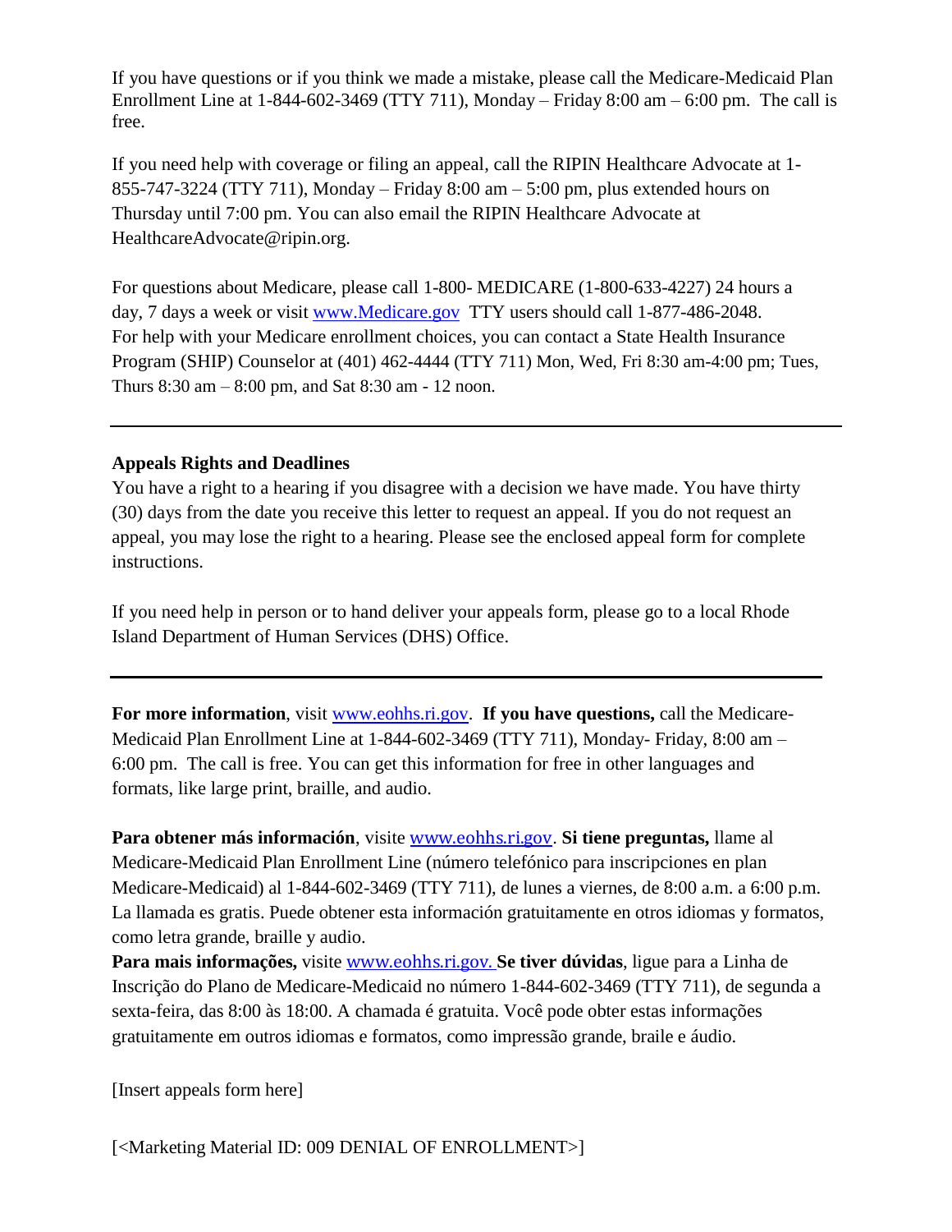If you have questions or if you think we made a mistake, please call the Medicare-Medicaid Plan Enrollment Line at 1-844-602-3469 (TTY 711), Monday – Friday 8:00 am – 6:00 pm. The call is free.

If you need help with coverage or filing an appeal, call the RIPIN Healthcare Advocate at 1-855-747-3224 (TTY 711), Monday – Friday 8:00 am – 5:00 pm, plus extended hours on Thursday until 7:00 pm. You can also email the RIPIN Healthcare Advocate at HealthcareAdvocate@ripin.org.

For questions about Medicare, please call 1-800- MEDICARE (1-800-633-4227) 24 hours a day, 7 days a week or visit [www.Medicare.gov](http://www.Medicare.gov) TTY users should call 1-877-486-2048. For help with your Medicare enrollment choices, you can contact a State Health Insurance Program (SHIP) Counselor at (401) 462-4444 (TTY 711) Mon, Wed, Fri 8:30 am-4:00 pm; Tues, Thurs 8:30 am – 8:00 pm, and Sat 8:30 am - 12 noon.

---

**Appeals Rights and Deadlines**

You have a right to a hearing if you disagree with a decision we have made. You have thirty (30) days from the date you receive this letter to request an appeal. If you do not request an appeal, you may lose the right to a hearing. Please see the enclosed appeal form for complete instructions.

If you need help in person or to hand deliver your appeals form, please go to a local Rhode Island Department of Human Services (DHS) Office.

---

**For more information**, visit [www.eohhs.ri.gov](http://www.eohhs.ri.gov). **If you have questions,** call the Medicare-Medicaid Plan Enrollment Line at 1-844-602-3469 (TTY 711), Monday- Friday, 8:00 am – 6:00 pm. The call is free. You can get this information for free in other languages and formats, like large print, braille, and audio.

**Para obtener más información**, visite [www.eohhs.ri.gov](http://www.eohhs.ri.gov). **Si tiene preguntas,** llame al Medicare-Medicaid Plan Enrollment Line (número telefónico para inscripciones en plan Medicare-Medicaid) al 1-844-602-3469 (TTY 711), de lunes a viernes, de 8:00 a.m. a 6:00 p.m. La llamada es gratis. Puede obtener esta información gratuitamente en otros idiomas y formatos, como letra grande, braille y audio.

**Para mais informações,** visite [www.eohhs.ri.gov.](http://www.eohhs.ri.gov) **Se tiver dúvidas**, ligue para a Linha de Inscrição do Plano de Medicare-Medicaid no número 1-844-602-3469 (TTY 711), de segunda a sexta-feira, das 8:00 às 18:00. A chamada é gratuita. Você pode obter estas informações gratuitamente em outros idiomas e formatos, como impressão grande, braile e áudio.

[Insert appeals form here]

[<Marketing Material ID: 009 DENIAL OF ENROLLMENT>]